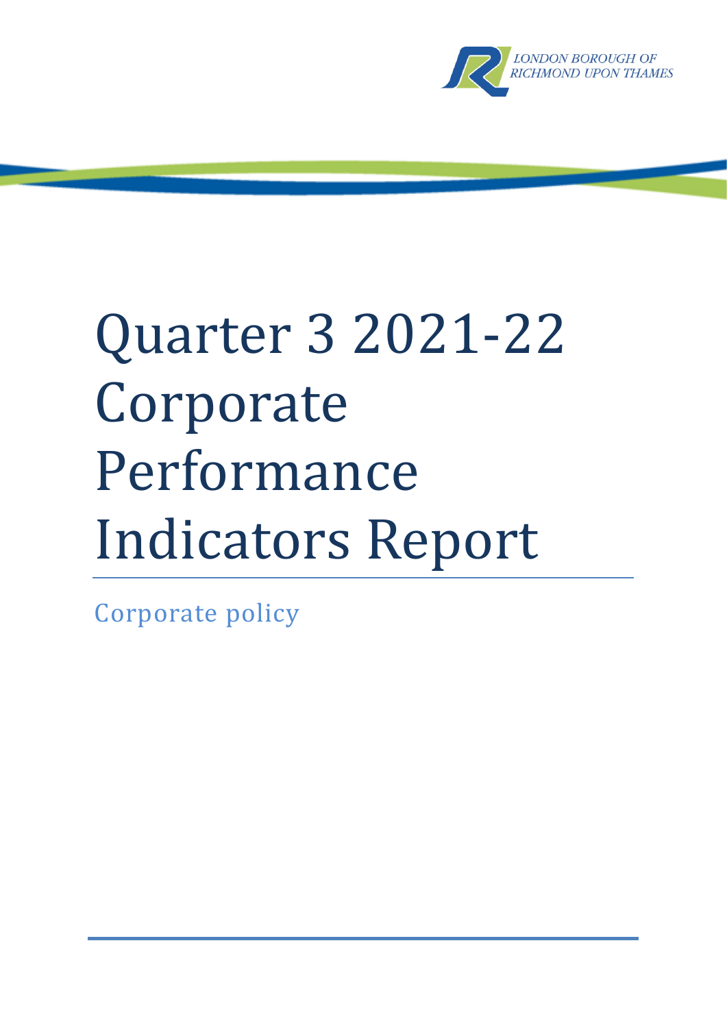LONDON BOROUGH OF RICHMOND UPON THAMES

# Quarter 3 2021-22 Corporate Performance Indicators Report

Corporate policy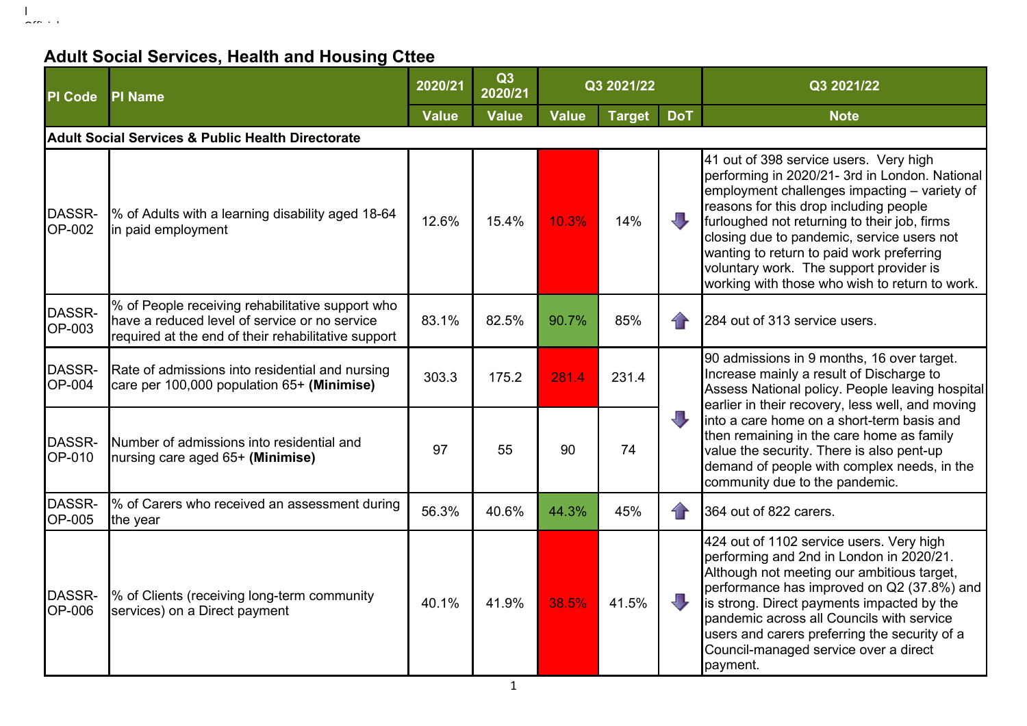## Adult Social Services, Health and Housing Cttee

| PI Code | PI Name | 2020/21 | Q3 2020/21 | Q3 2021/22 | | | Q3 2021/22 |
|---|---|---|---|---|---|---|---|
| | | Value | Value | Value | Target | DoT | Note |
| **Adult Social Services & Public Health Directorate** | | | | | | | |
| DASSR-OP-002 | % of Adults with a learning disability aged 18-64 in paid employment | 12.6% | 15.4% | 10.3% | 14% | ⬇ | 41 out of 398 service users. Very high performing in 2020/21- 3rd in London. National employment challenges impacting – variety of reasons for this drop including people furloughed not returning to their job, firms closing due to pandemic, service users not wanting to return to paid work preferring voluntary work. The support provider is working with those who wish to return to work. |
| DASSR-OP-003 | % of People receiving rehabilitative support who have a reduced level of service or no service required at the end of their rehabilitative support | 83.1% | 82.5% | 90.7% | 85% | ⬆ | 284 out of 313 service users. |
| DASSR-OP-004 | Rate of admissions into residential and nursing care per 100,000 population 65+ **(Minimise)** | 303.3 | 175.2 | 281.4 | 231.4 | ⬇ | 90 admissions in 9 months, 16 over target. Increase mainly a result of Discharge to Assess National policy. People leaving hospital earlier in their recovery, less well, and moving into a care home on a short-term basis and then remaining in the care home as family value the security. There is also pent-up demand of people with complex needs, in the community due to the pandemic. |
| DASSR-OP-010 | Number of admissions into residential and nursing care aged 65+ **(Minimise)** | 97 | 55 | 90 | 74 | | |
| DASSR-OP-005 | % of Carers who received an assessment during the year | 56.3% | 40.6% | 44.3% | 45% | ⬆ | 364 out of 822 carers. |
| DASSR-OP-006 | % of Clients (receiving long-term community services) on a Direct payment | 40.1% | 41.9% | 38.5% | 41.5% | ⬇ | 424 out of 1102 service users. Very high performing and 2nd in London in 2020/21. Although not meeting our ambitious target, performance has improved on Q2 (37.8%) and is strong. Direct payments impacted by the pandemic across all Councils with service users and carers preferring the security of a Council-managed service over a direct payment. |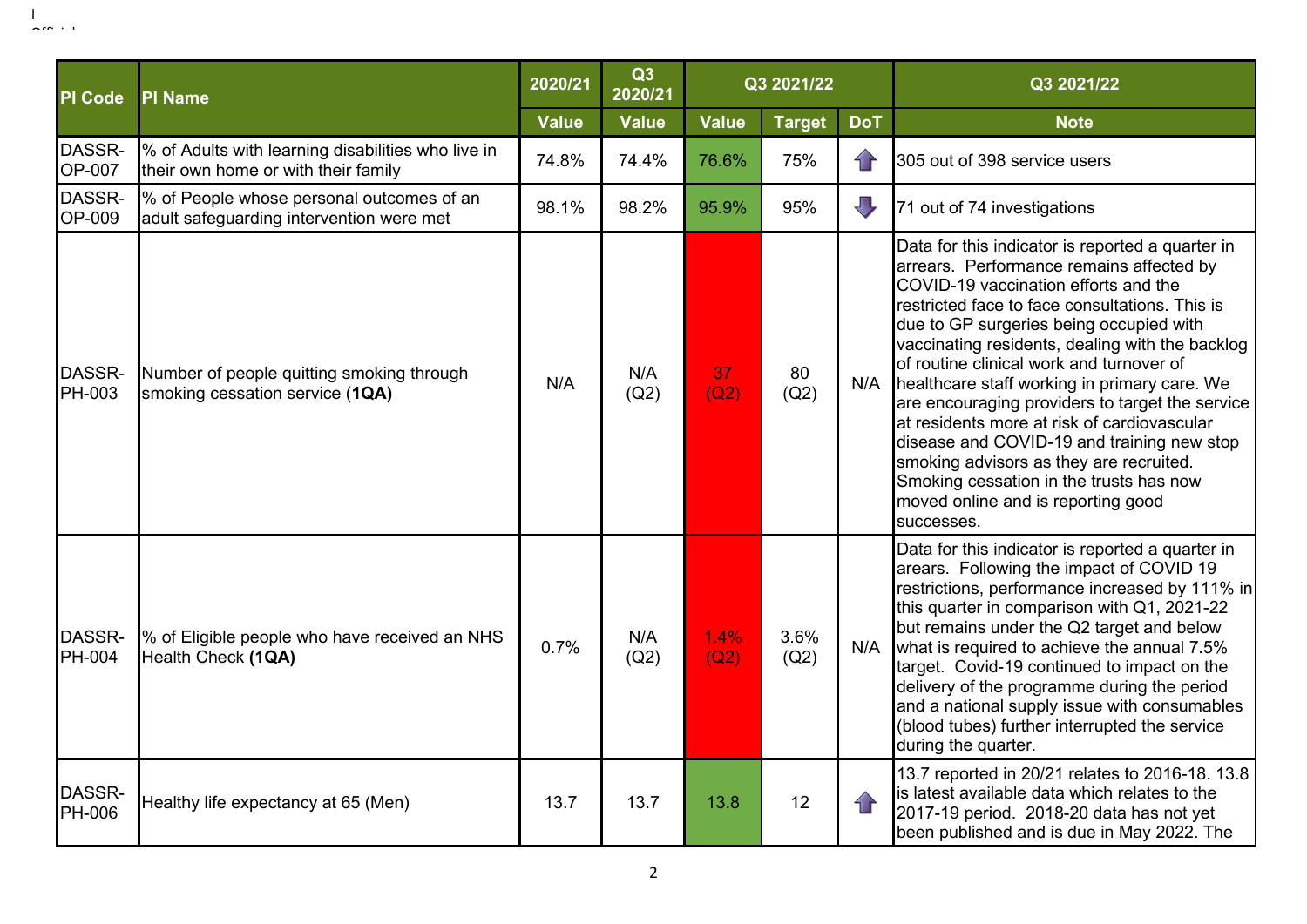| PI Code | PI Name | 2020/21 | Q3 2020/21 | Q3 2021/22 | | | Q3 2021/22 |
|---|---|---|---|---|---|---|---|
| | | Value | Value | Value | Target | DoT | Note |
| DASSR-OP-007 | % of Adults with learning disabilities who live in their own home or with their family | 74.8% | 74.4% | 76.6% | 75% | ↑ | 305 out of 398 service users |
| DASSR-OP-009 | % of People whose personal outcomes of an adult safeguarding intervention were met | 98.1% | 98.2% | 95.9% | 95% | ↓ | 71 out of 74 investigations |
| DASSR-PH-003 | Number of people quitting smoking through smoking cessation service (**1QA)** | N/A | N/A (Q2) | 37 (Q2) | 80 (Q2) | N/A | Data for this indicator is reported a quarter in arrears. Performance remains affected by COVID-19 vaccination efforts and the restricted face to face consultations. This is due to GP surgeries being occupied with vaccinating residents, dealing with the backlog of routine clinical work and turnover of healthcare staff working in primary care. We are encouraging providers to target the service at residents more at risk of cardiovascular disease and COVID-19 and training new stop smoking advisors as they are recruited. Smoking cessation in the trusts has now moved online and is reporting good successes. |
| DASSR-PH-004 | % of Eligible people who have received an NHS Health Check **(1QA)** | 0.7% | N/A (Q2) | 1.4% (Q2) | 3.6% (Q2) | N/A | Data for this indicator is reported a quarter in arears. Following the impact of COVID 19 restrictions, performance increased by 111% in this quarter in comparison with Q1, 2021-22 but remains under the Q2 target and below what is required to achieve the annual 7.5% target. Covid-19 continued to impact on the delivery of the programme during the period and a national supply issue with consumables (blood tubes) further interrupted the service during the quarter. |
| DASSR-PH-006 | Healthy life expectancy at 65 (Men) | 13.7 | 13.7 | 13.8 | 12 | ↑ | 13.7 reported in 20/21 relates to 2016-18. 13.8 is latest available data which relates to the 2017-19 period. 2018-20 data has not yet been published and is due in May 2022. The |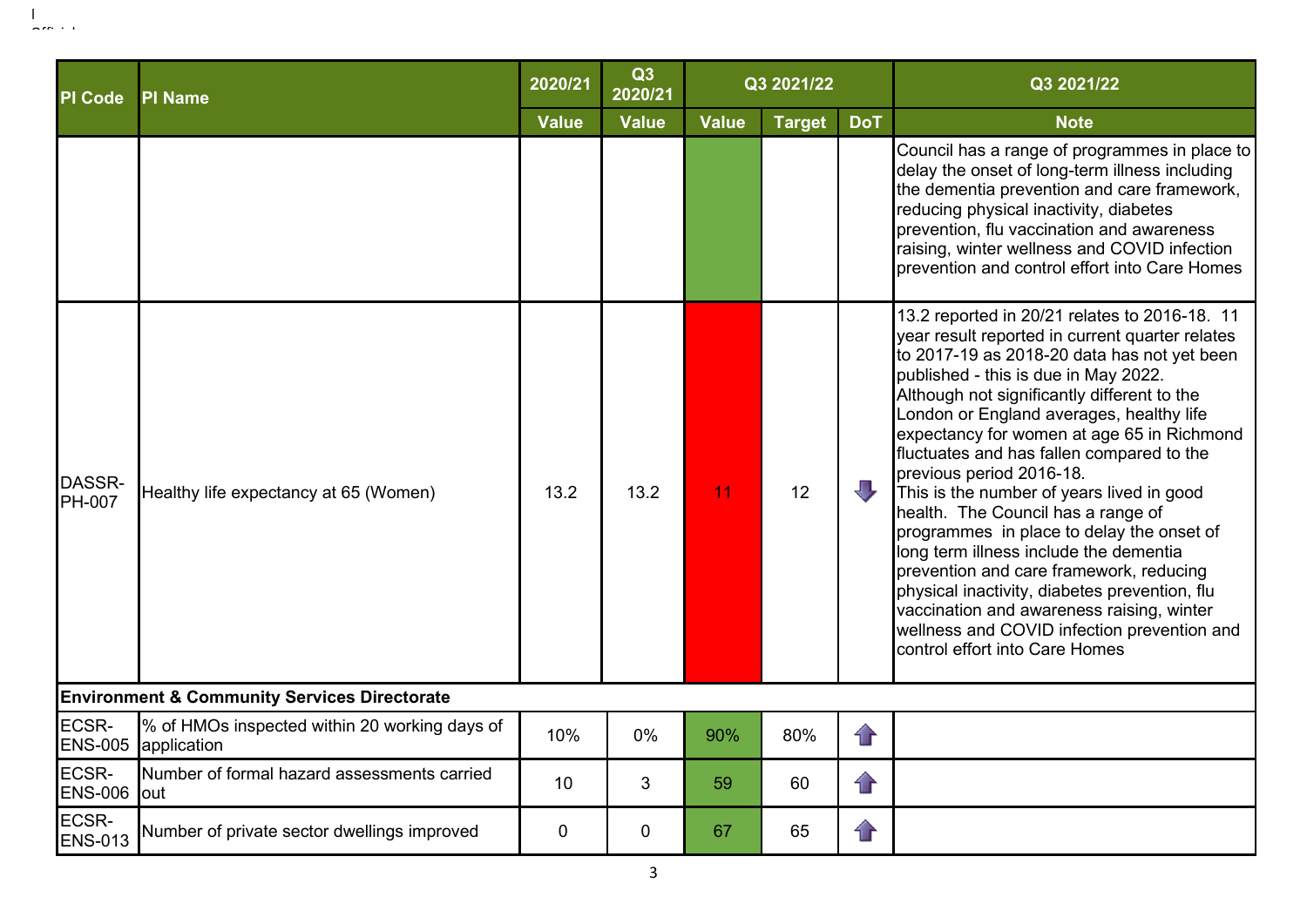| PI Code | PI Name | 2020/21 | Q3 2020/21 | Q3 2021/22 | | | Q3 2021/22 |
|---|---|---|---|---|---|---|---|
| | | Value | Value | Value | Target | DoT | Note |
| | | | | | | | Council has a range of programmes in place to delay the onset of long-term illness including the dementia prevention and care framework, reducing physical inactivity, diabetes prevention, flu vaccination and awareness raising, winter wellness and COVID infection prevention and control effort into Care Homes |
| DASSR-PH-007 | Healthy life expectancy at 65 (Women) | 13.2 | 13.2 | 11 | 12 | ⬇ | 13.2 reported in 20/21 relates to 2016-18. 11 year result reported in current quarter relates to 2017-19 as 2018-20 data has not yet been published - this is due in May 2022. Although not significantly different to the London or England averages, healthy life expectancy for women at age 65 in Richmond fluctuates and has fallen compared to the previous period 2016-18. This is the number of years lived in good health. The Council has a range of programmes in place to delay the onset of long term illness include the dementia prevention and care framework, reducing physical inactivity, diabetes prevention, flu vaccination and awareness raising, winter wellness and COVID infection prevention and control effort into Care Homes |
| **Environment & Community Services Directorate** | | | | | | | |
| ECSR-ENS-005 | % of HMOs inspected within 20 working days of application | 10% | 0% | 90% | 80% | ⬆ | |
| ECSR-ENS-006 | Number of formal hazard assessments carried out | 10 | 3 | 59 | 60 | ⬆ | |
| ECSR-ENS-013 | Number of private sector dwellings improved | 0 | 0 | 67 | 65 | ⬆ | |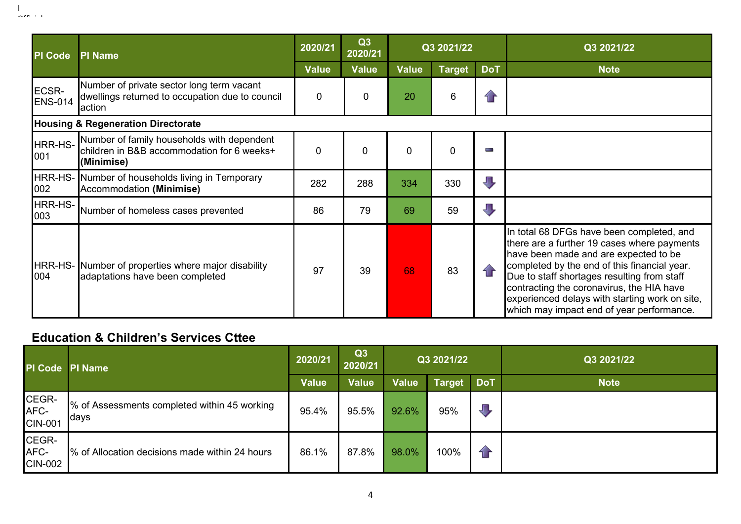| PI Code | PI Name | 2020/21 | Q3 2020/21 | Q3 2021/22 | | | Q3 2021/22 |
|---|---|---|---|---|---|---|---|
| | | Value | Value | Value | Target | DoT | Note |
| ECSR-ENS-014 | Number of private sector long term vacant dwellings returned to occupation due to council action | 0 | 0 | 20 | 6 | ⬆ | |
| **Housing & Regeneration Directorate** | | | | | | | |
| HRR-HS-001 | Number of family households with dependent children in B&B accommodation for 6 weeks+ **(Minimise)** | 0 | 0 | 0 | 0 | ▬ | |
| HRR-HS-002 | Number of households living in Temporary Accommodation **(Minimise)** | 282 | 288 | 334 | 330 | ⬇ | |
| HRR-HS-003 | Number of homeless cases prevented | 86 | 79 | 69 | 59 | ⬇ | |
| HRR-HS-004 | Number of properties where major disability adaptations have been completed | 97 | 39 | 68 | 83 | ⬆ | In total 68 DFGs have been completed, and there are a further 19 cases where payments have been made and are expected to be completed by the end of this financial year. Due to staff shortages resulting from staff contracting the coronavirus, the HIA have experienced delays with starting work on site, which may impact end of year performance. |

## Education & Children's Services Cttee

| PI Code | PI Name | 2020/21 | Q3 2020/21 | Q3 2021/22 | | | Q3 2021/22 |
|---|---|---|---|---|---|---|---|
| | | Value | Value | Value | Target | DoT | Note |
| CEGR-AFC-CIN-001 | % of Assessments completed within 45 working days | 95.4% | 95.5% | 92.6% | 95% | ⬇ | |
| CEGR-AFC-CIN-002 | % of Allocation decisions made within 24 hours | 86.1% | 87.8% | 98.0% | 100% | ⬆ | |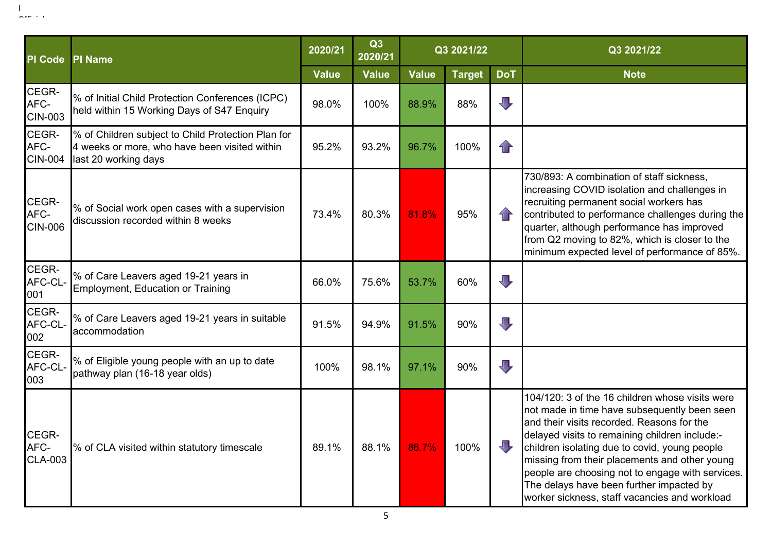| PI Code | PI Name | 2020/21 | Q3 2020/21 | Q3 2021/22 | | | Q3 2021/22 |
|---|---|---|---|---|---|---|---|
| | | Value | Value | Value | Target | DoT | Note |
| CEGR-AFC-CIN-003 | % of Initial Child Protection Conferences (ICPC) held within 15 Working Days of S47 Enquiry | 98.0% | 100% | 88.9% | 88% | ⬇ | |
| CEGR-AFC-CIN-004 | % of Children subject to Child Protection Plan for 4 weeks or more, who have been visited within last 20 working days | 95.2% | 93.2% | 96.7% | 100% | ⬆ | |
| CEGR-AFC-CIN-006 | % of Social work open cases with a supervision discussion recorded within 8 weeks | 73.4% | 80.3% | 81.8% | 95% | ⬆ | 730/893: A combination of staff sickness, increasing COVID isolation and challenges in recruiting permanent social workers has contributed to performance challenges during the quarter, although performance has improved from Q2 moving to 82%, which is closer to the minimum expected level of performance of 85%. |
| CEGR-AFC-CL-001 | % of Care Leavers aged 19-21 years in Employment, Education or Training | 66.0% | 75.6% | 53.7% | 60% | ⬇ | |
| CEGR-AFC-CL-002 | % of Care Leavers aged 19-21 years in suitable accommodation | 91.5% | 94.9% | 91.5% | 90% | ⬇ | |
| CEGR-AFC-CL-003 | % of Eligible young people with an up to date pathway plan (16-18 year olds) | 100% | 98.1% | 97.1% | 90% | ⬇ | |
| CEGR-AFC-CLA-003 | % of CLA visited within statutory timescale | 89.1% | 88.1% | 86.7% | 100% | ⬇ | 104/120: 3 of the 16 children whose visits were not made in time have subsequently been seen and their visits recorded. Reasons for the delayed visits to remaining children include:- children isolating due to covid, young people missing from their placements and other young people are choosing not to engage with services. The delays have been further impacted by worker sickness, staff vacancies and workload |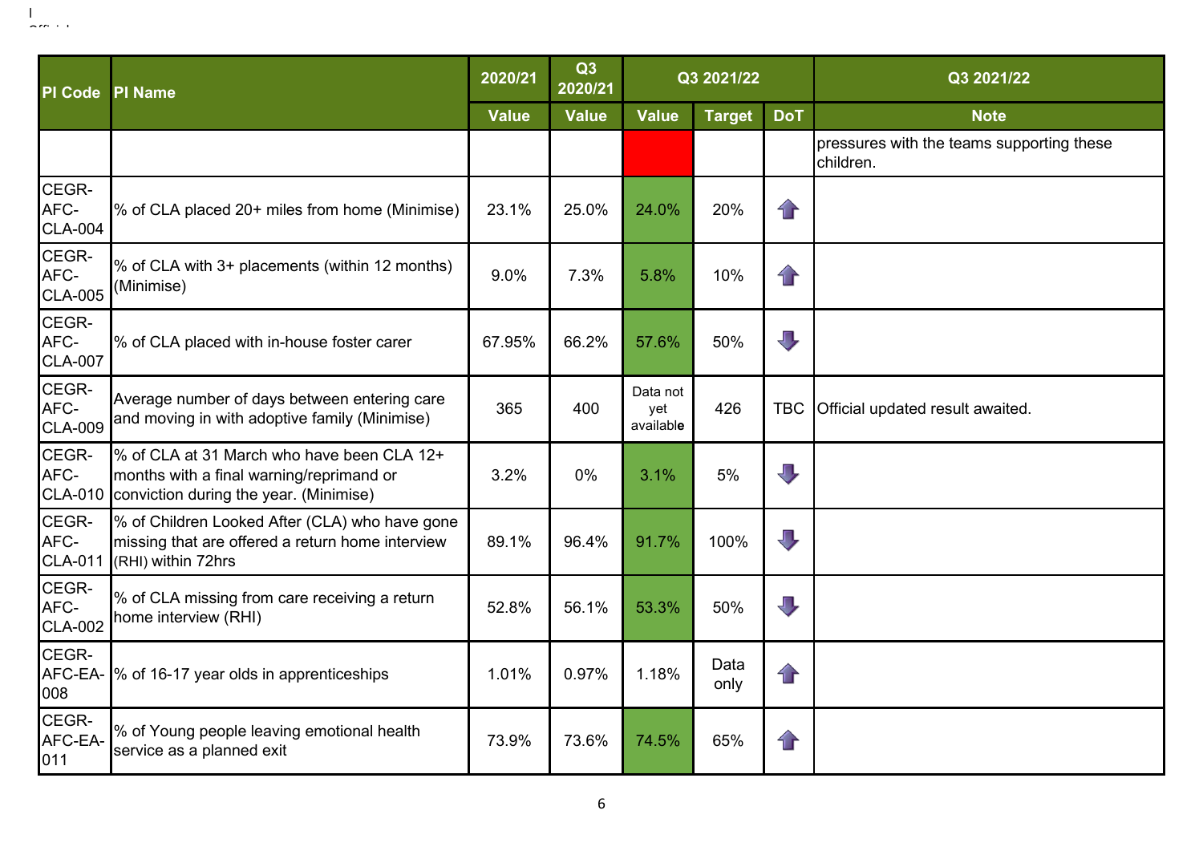| PI Code | PI Name | 2020/21 | Q3 2020/21 | Q3 2021/22 | | | Q3 2021/22 |
|---|---|---|---|---|---|---|---|
| | | Value | Value | Value | Target | DoT | Note |
| | | | | | | | pressures with the teams supporting these children. |
| CEGR-AFC-CLA-004 | % of CLA placed 20+ miles from home (Minimise) | 23.1% | 25.0% | 24.0% | 20% | ↑ | |
| CEGR-AFC-CLA-005 | % of CLA with 3+ placements (within 12 months) (Minimise) | 9.0% | 7.3% | 5.8% | 10% | ↑ | |
| CEGR-AFC-CLA-007 | % of CLA placed with in-house foster carer | 67.95% | 66.2% | 57.6% | 50% | ↓ | |
| CEGR-AFC-CLA-009 | Average number of days between entering care and moving in with adoptive family (Minimise) | 365 | 400 | Data not yet available | 426 | TBC | Official updated result awaited. |
| CEGR-AFC-CLA-010 | % of CLA at 31 March who have been CLA 12+ months with a final warning/reprimand or conviction during the year. (Minimise) | 3.2% | 0% | 3.1% | 5% | ↓ | |
| CEGR-AFC-CLA-011 | % of Children Looked After (CLA) who have gone missing that are offered a return home interview (RHI) within 72hrs | 89.1% | 96.4% | 91.7% | 100% | ↓ | |
| CEGR-AFC-CLA-002 | % of CLA missing from care receiving a return home interview (RHI) | 52.8% | 56.1% | 53.3% | 50% | ↓ | |
| CEGR-AFC-EA-008 | % of 16-17 year olds in apprenticeships | 1.01% | 0.97% | 1.18% | Data only | ↑ | |
| CEGR-AFC-EA-011 | % of Young people leaving emotional health service as a planned exit | 73.9% | 73.6% | 74.5% | 65% | ↑ | |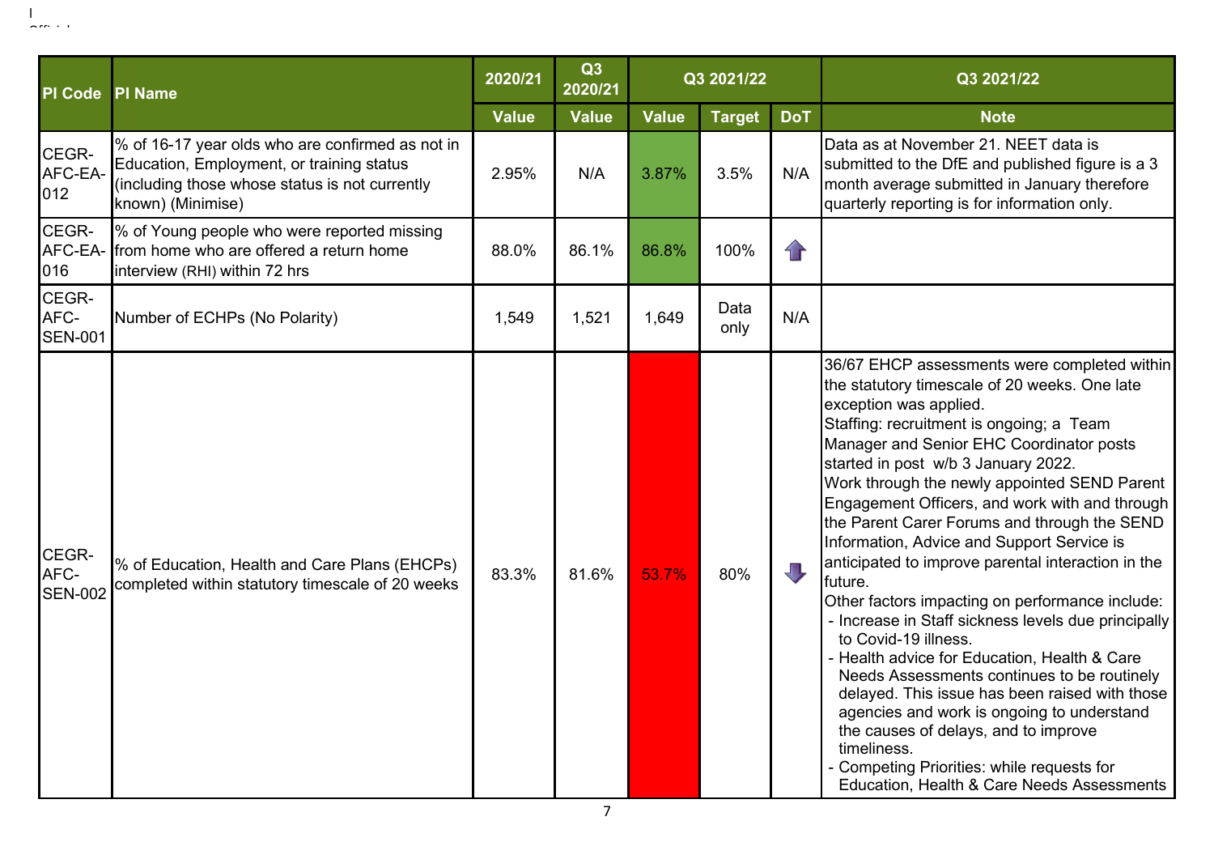| PI Code | PI Name | 2020/21 | Q3 2020/21 | Q3 2021/22 | | | Q3 2021/22 |
|---|---|---|---|---|---|---|---|
| | | Value | Value | Value | Target | DoT | Note |
| CEGR-AFC-EA-012 | % of 16-17 year olds who are confirmed as not in Education, Employment, or training status (including those whose status is not currently known) (Minimise) | 2.95% | N/A | 3.87% | 3.5% | N/A | Data as at November 21. NEET data is submitted to the DfE and published figure is a 3 month average submitted in January therefore quarterly reporting is for information only. |
| CEGR-AFC-EA-016 | % of Young people who were reported missing from home who are offered a return home interview (RHI) within 72 hrs | 88.0% | 86.1% | 86.8% | 100% | ↑ | |
| CEGR-AFC-SEN-001 | Number of ECHPs (No Polarity) | 1,549 | 1,521 | 1,649 | Data only | N/A | |
| CEGR-AFC-SEN-002 | % of Education, Health and Care Plans (EHCPs) completed within statutory timescale of 20 weeks | 83.3% | 81.6% | 53.7% | 80% | ↓ | 36/67 EHCP assessments were completed within the statutory timescale of 20 weeks. One late exception was applied.<br>Staffing: recruitment is ongoing; a Team Manager and Senior EHC Coordinator posts started in post w/b 3 January 2022.<br>Work through the newly appointed SEND Parent Engagement Officers, and work with and through the Parent Carer Forums and through the SEND Information, Advice and Support Service is anticipated to improve parental interaction in the future.<br>Other factors impacting on performance include:<br>- Increase in Staff sickness levels due principally to Covid-19 illness.<br>- Health advice for Education, Health & Care Needs Assessments continues to be routinely delayed. This issue has been raised with those agencies and work is ongoing to understand the causes of delays, and to improve timeliness.<br>- Competing Priorities: while requests for Education, Health & Care Needs Assessments |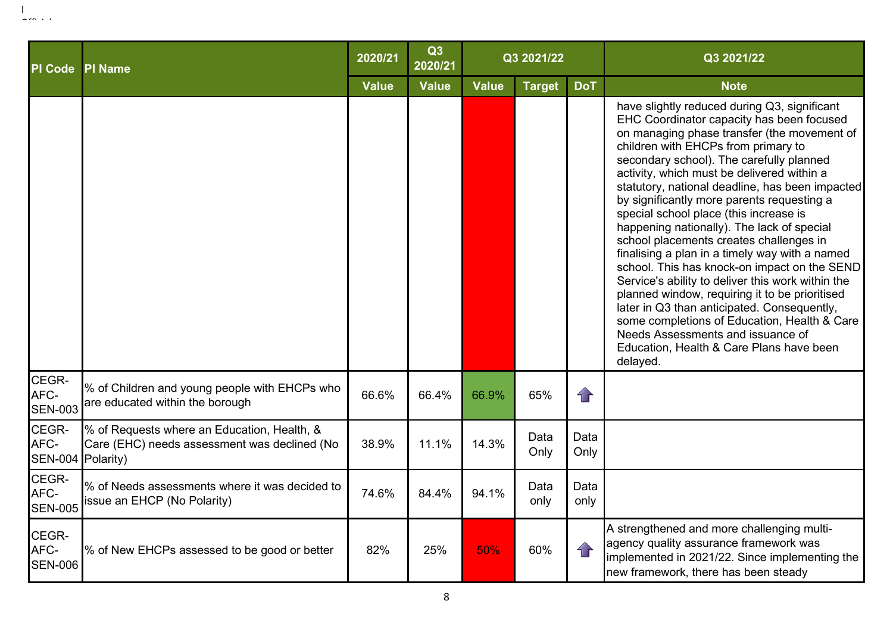| PI Code | PI Name | 2020/21 | Q3 2020/21 | Q3 2021/22 | | | Q3 2021/22 |
|---|---|---|---|---|---|---|---|
| | | Value | Value | Value | Target | DoT | Note |
| | | | | | | | have slightly reduced during Q3, significant EHC Coordinator capacity has been focused on managing phase transfer (the movement of children with EHCPs from primary to secondary school). The carefully planned activity, which must be delivered within a statutory, national deadline, has been impacted by significantly more parents requesting a special school place (this increase is happening nationally). The lack of special school placements creates challenges in finalising a plan in a timely way with a named school. This has knock-on impact on the SEND Service's ability to deliver this work within the planned window, requiring it to be prioritised later in Q3 than anticipated. Consequently, some completions of Education, Health & Care Needs Assessments and issuance of Education, Health & Care Plans have been delayed. |
| CEGR-AFC-SEN-003 | % of Children and young people with EHCPs who are educated within the borough | 66.6% | 66.4% | 66.9% | 65% | ⬆ | |
| CEGR-AFC-SEN-004 | % of Requests where an Education, Health, & Care (EHC) needs assessment was declined (No Polarity) | 38.9% | 11.1% | 14.3% | Data Only | Data Only | |
| CEGR-AFC-SEN-005 | % of Needs assessments where it was decided to issue an EHCP (No Polarity) | 74.6% | 84.4% | 94.1% | Data only | Data only | |
| CEGR-AFC-SEN-006 | % of New EHCPs assessed to be good or better | 82% | 25% | 50% | 60% | ⬆ | A strengthened and more challenging multi-agency quality assurance framework was implemented in 2021/22. Since implementing the new framework, there has been steady |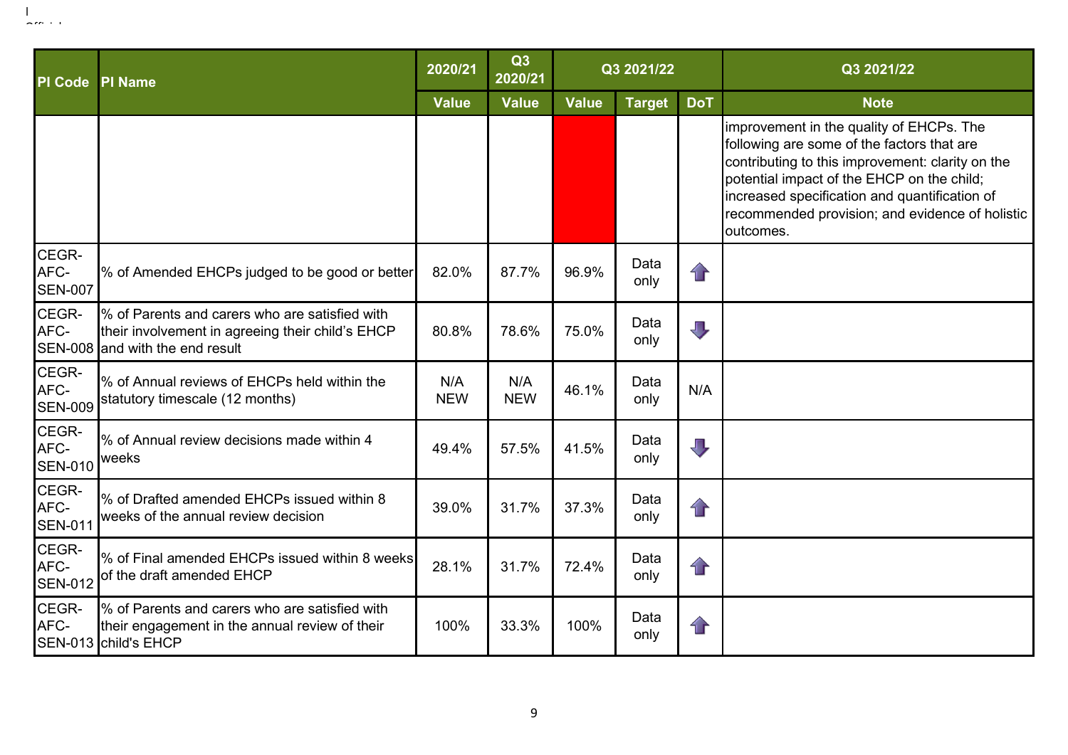| PI Code | PI Name | 2020/21 | Q3 2020/21 | Q3 2021/22 | | | Q3 2021/22 |
|---|---|---|---|---|---|---|---|
| | | Value | Value | Value | Target | DoT | Note |
| | | | | | | | improvement in the quality of EHCPs. The following are some of the factors that are contributing to this improvement: clarity on the potential impact of the EHCP on the child; increased specification and quantification of recommended provision; and evidence of holistic outcomes. |
| CEGR-AFC-SEN-007 | % of Amended EHCPs judged to be good or better | 82.0% | 87.7% | 96.9% | Data only | ⇧ | |
| CEGR-AFC-SEN-008 | % of Parents and carers who are satisfied with their involvement in agreeing their child's EHCP and with the end result | 80.8% | 78.6% | 75.0% | Data only | ⇩ | |
| CEGR-AFC-SEN-009 | % of Annual reviews of EHCPs held within the statutory timescale (12 months) | N/A NEW | N/A NEW | 46.1% | Data only | N/A | |
| CEGR-AFC-SEN-010 | % of Annual review decisions made within 4 weeks | 49.4% | 57.5% | 41.5% | Data only | ⇩ | |
| CEGR-AFC-SEN-011 | % of Drafted amended EHCPs issued within 8 weeks of the annual review decision | 39.0% | 31.7% | 37.3% | Data only | ⇧ | |
| CEGR-AFC-SEN-012 | % of Final amended EHCPs issued within 8 weeks of the draft amended EHCP | 28.1% | 31.7% | 72.4% | Data only | ⇧ | |
| CEGR-AFC-SEN-013 | % of Parents and carers who are satisfied with their engagement in the annual review of their child's EHCP | 100% | 33.3% | 100% | Data only | ⇧ | |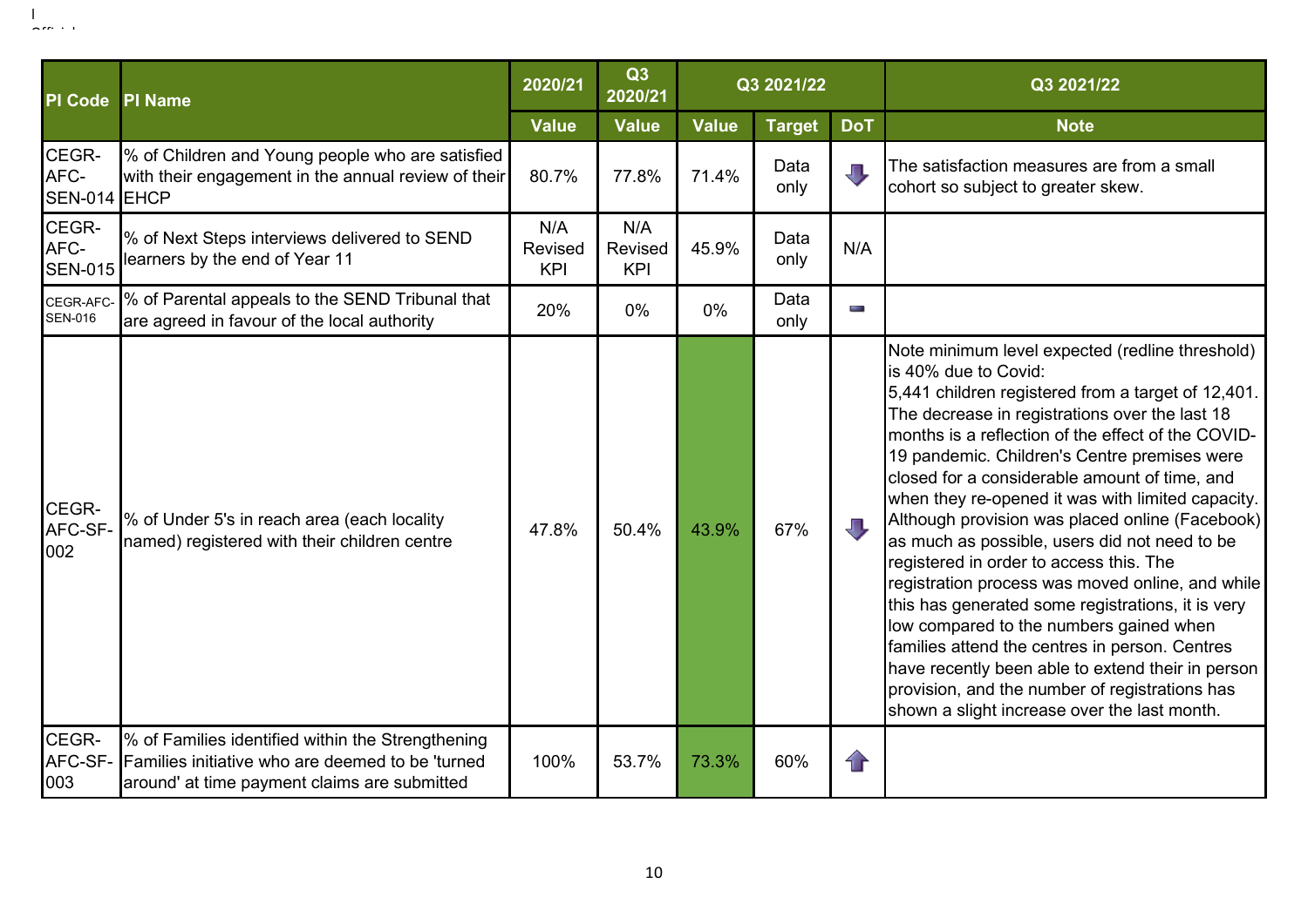| PI Code | PI Name | 2020/21 | Q3 2020/21 | Q3 2021/22 | | | Q3 2021/22 |
|---|---|---|---|---|---|---|---|
| | | Value | Value | Value | Target | DoT | Note |
| CEGR-AFC-SEN-014 | % of Children and Young people who are satisfied with their engagement in the annual review of their EHCP | 80.7% | 77.8% | 71.4% | Data only | ⇩ | The satisfaction measures are from a small cohort so subject to greater skew. |
| CEGR-AFC-SEN-015 | % of Next Steps interviews delivered to SEND learners by the end of Year 11 | N/A Revised KPI | N/A Revised KPI | 45.9% | Data only | N/A | |
| CEGR-AFC-SEN-016 | % of Parental appeals to the SEND Tribunal that are agreed in favour of the local authority | 20% | 0% | 0% | Data only | ▬ | |
| CEGR-AFC-SF-002 | % of Under 5's in reach area (each locality named) registered with their children centre | 47.8% | 50.4% | 43.9% | 67% | ⇩ | Note minimum level expected (redline threshold) is 40% due to Covid: 5,441 children registered from a target of 12,401. The decrease in registrations over the last 18 months is a reflection of the effect of the COVID-19 pandemic. Children's Centre premises were closed for a considerable amount of time, and when they re-opened it was with limited capacity. Although provision was placed online (Facebook) as much as possible, users did not need to be registered in order to access this. The registration process was moved online, and while this has generated some registrations, it is very low compared to the numbers gained when families attend the centres in person. Centres have recently been able to extend their in person provision, and the number of registrations has shown a slight increase over the last month. |
| CEGR-AFC-SF-003 | % of Families identified within the Strengthening Families initiative who are deemed to be 'turned around' at time payment claims are submitted | 100% | 53.7% | 73.3% | 60% | ⇧ | |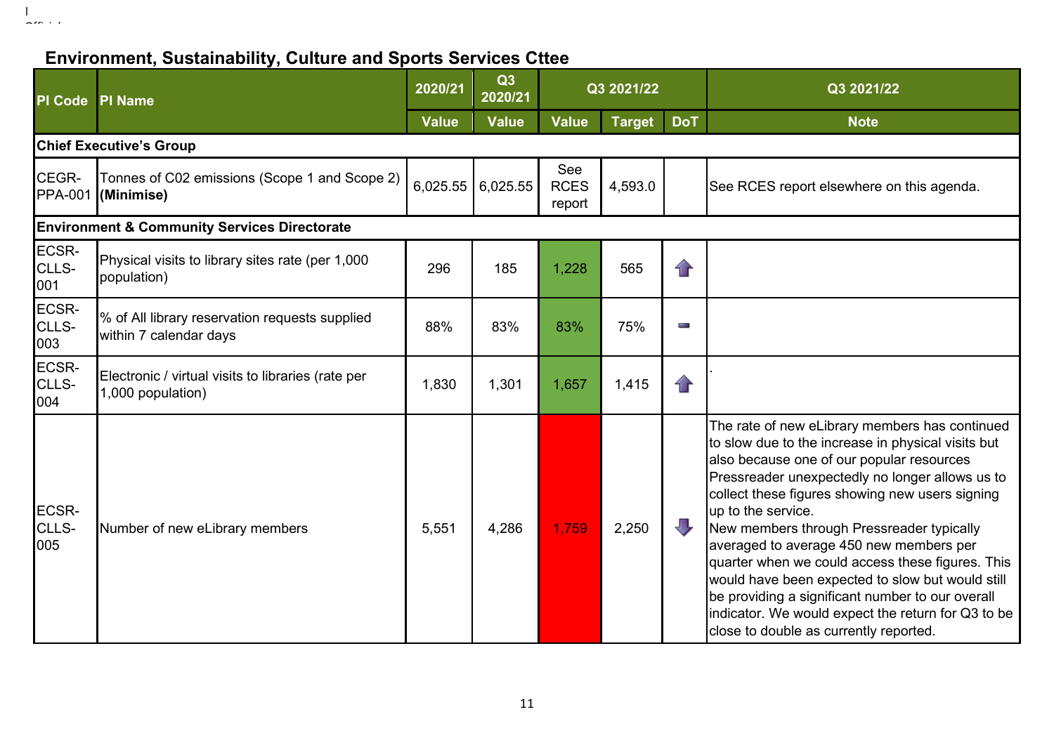## Environment, Sustainability, Culture and Sports Services Cttee

| PI Code | PI Name | 2020/21 | Q3 2020/21 | Q3 2021/22 | | | Q3 2021/22 |
|---|---|---|---|---|---|---|---|
| | | Value | Value | Value | Target | DoT | Note |
| **Chief Executive's Group** | | | | | | | |
| CEGR-PPA-001 | Tonnes of C02 emissions (Scope 1 and Scope 2) **(Minimise)** | 6,025.55 | 6,025.55 | See RCES report | 4,593.0 | | See RCES report elsewhere on this agenda. |
| **Environment & Community Services Directorate** | | | | | | | |
| ECSR-CLLS-001 | Physical visits to library sites rate (per 1,000 population) | 296 | 185 | 1,228 | 565 | ⇧ | |
| ECSR-CLLS-003 | % of All library reservation requests supplied within 7 calendar days | 88% | 83% | 83% | 75% | ▬ | |
| ECSR-CLLS-004 | Electronic / virtual visits to libraries (rate per 1,000 population) | 1,830 | 1,301 | 1,657 | 1,415 | ⇧ | . |
| ECSR-CLLS-005 | Number of new eLibrary members | 5,551 | 4,286 | 1,759 | 2,250 | ⇩ | The rate of new eLibrary members has continued to slow due to the increase in physical visits but also because one of our popular resources Pressreader unexpectedly no longer allows us to collect these figures showing new users signing up to the service.<br>New members through Pressreader typically averaged to average 450 new members per quarter when we could access these figures. This would have been expected to slow but would still be providing a significant number to our overall indicator. We would expect the return for Q3 to be close to double as currently reported. |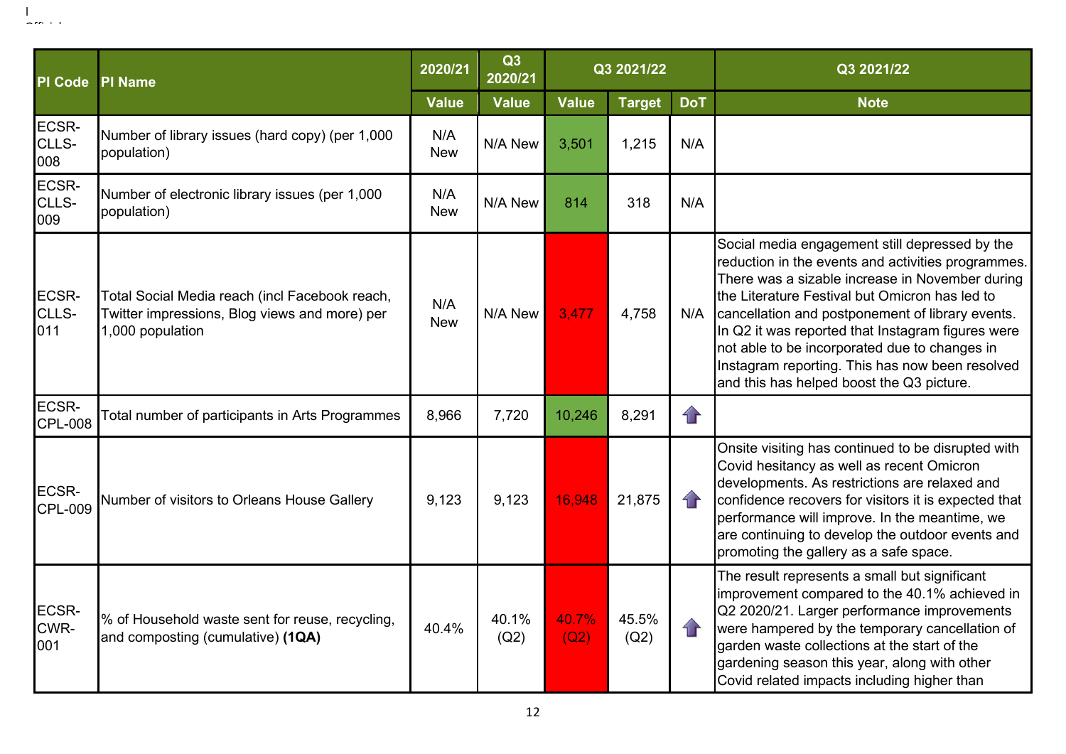| PI Code | PI Name | 2020/21 | Q3 2020/21 | Q3 2021/22 | | | Q3 2021/22 |
|---|---|---|---|---|---|---|---|
| | | Value | Value | Value | Target | DoT | Note |
| ECSR-CLLS-008 | Number of library issues (hard copy) (per 1,000 population) | N/A New | N/A New | 3,501 | 1,215 | N/A | |
| ECSR-CLLS-009 | Number of electronic library issues (per 1,000 population) | N/A New | N/A New | 814 | 318 | N/A | |
| ECSR-CLLS-011 | Total Social Media reach (incl Facebook reach, Twitter impressions, Blog views and more) per 1,000 population | N/A New | N/A New | 3,477 | 4,758 | N/A | Social media engagement still depressed by the reduction in the events and activities programmes. There was a sizable increase in November during the Literature Festival but Omicron has led to cancellation and postponement of library events. In Q2 it was reported that Instagram figures were not able to be incorporated due to changes in Instagram reporting. This has now been resolved and this has helped boost the Q3 picture. |
| ECSR-CPL-008 | Total number of participants in Arts Programmes | 8,966 | 7,720 | 10,246 | 8,291 | ⇧ | |
| ECSR-CPL-009 | Number of visitors to Orleans House Gallery | 9,123 | 9,123 | 16,948 | 21,875 | ⇧ | Onsite visiting has continued to be disrupted with Covid hesitancy as well as recent Omicron developments. As restrictions are relaxed and confidence recovers for visitors it is expected that performance will improve. In the meantime, we are continuing to develop the outdoor events and promoting the gallery as a safe space. |
| ECSR-CWR-001 | % of Household waste sent for reuse, recycling, and composting (cumulative) **(1QA)** | 40.4% | 40.1% (Q2) | 40.7% (Q2) | 45.5% (Q2) | ⇧ | The result represents a small but significant improvement compared to the 40.1% achieved in Q2 2020/21. Larger performance improvements were hampered by the temporary cancellation of garden waste collections at the start of the gardening season this year, along with other Covid related impacts including higher than |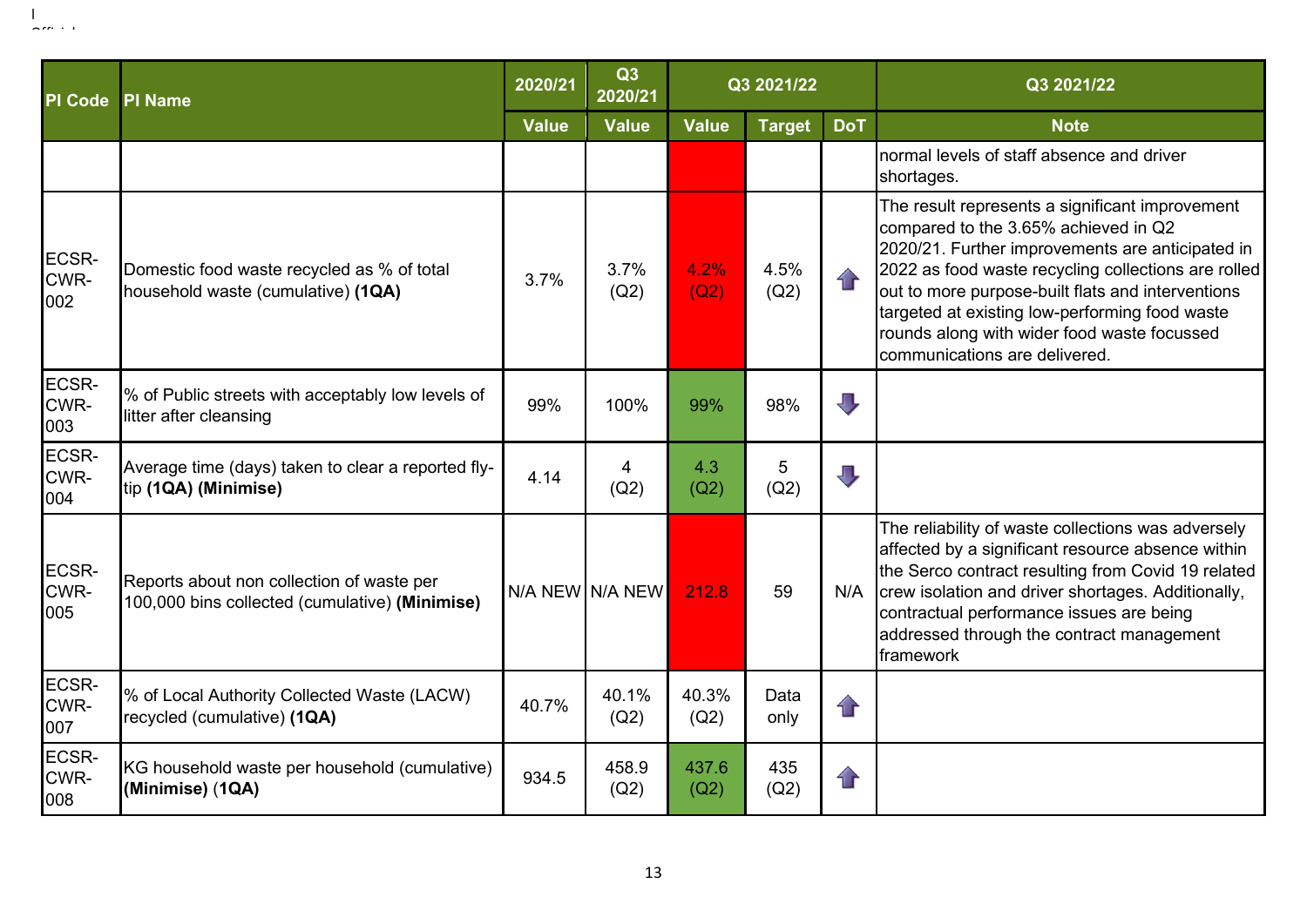| PI Code | PI Name | 2020/21 | Q3 2020/21 | Q3 2021/22 | | | Q3 2021/22 |
|---|---|---|---|---|---|---|---|
| | | Value | Value | Value | Target | DoT | Note |
| | | | | | | | normal levels of staff absence and driver shortages. |
| ECSR-CWR-002 | Domestic food waste recycled as % of total household waste (cumulative) **(1QA)** | 3.7% | 3.7% (Q2) | 4.2% (Q2) | 4.5% (Q2) | ⇧ | The result represents a significant improvement compared to the 3.65% achieved in Q2 2020/21. Further improvements are anticipated in 2022 as food waste recycling collections are rolled out to more purpose-built flats and interventions targeted at existing low-performing food waste rounds along with wider food waste focussed communications are delivered. |
| ECSR-CWR-003 | % of Public streets with acceptably low levels of litter after cleansing | 99% | 100% | 99% | 98% | ⇩ | |
| ECSR-CWR-004 | Average time (days) taken to clear a reported fly-tip **(1QA) (Minimise)** | 4.14 | 4 (Q2) | 4.3 (Q2) | 5 (Q2) | ⇩ | |
| ECSR-CWR-005 | Reports about non collection of waste per 100,000 bins collected (cumulative) **(Minimise)** | N/A NEW | N/A NEW | 212.8 | 59 | N/A | The reliability of waste collections was adversely affected by a significant resource absence within the Serco contract resulting from Covid 19 related crew isolation and driver shortages. Additionally, contractual performance issues are being addressed through the contract management framework |
| ECSR-CWR-007 | % of Local Authority Collected Waste (LACW) recycled (cumulative) **(1QA)** | 40.7% | 40.1% (Q2) | 40.3% (Q2) | Data only | ⇧ | |
| ECSR-CWR-008 | KG household waste per household (cumulative) **(Minimise)** (**1QA**) | 934.5 | 458.9 (Q2) | 437.6 (Q2) | 435 (Q2) | ⇧ | |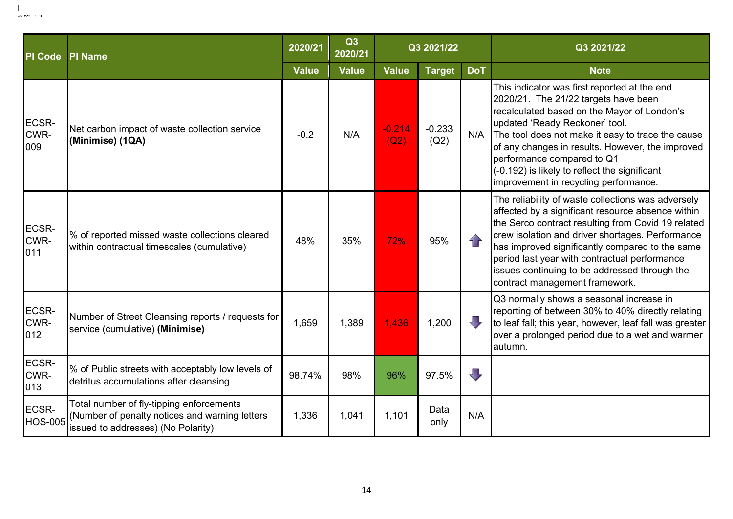| PI Code | PI Name | 2020/21 | Q3 2020/21 | Q3 2021/22 | | | Q3 2021/22 |
|---|---|---|---|---|---|---|---|
| | | Value | Value | Value | Target | DoT | Note |
| ECSR-CWR-009 | Net carbon impact of waste collection service **(Minimise) (1QA)** | -0.2 | N/A | -0.214 (Q2) | -0.233 (Q2) | N/A | This indicator was first reported at the end 2020/21. The 21/22 targets have been recalculated based on the Mayor of London's updated 'Ready Reckoner' tool. The tool does not make it easy to trace the cause of any changes in results. However, the improved performance compared to Q1 (-0.192) is likely to reflect the significant improvement in recycling performance. |
| ECSR-CWR-011 | % of reported missed waste collections cleared within contractual timescales (cumulative) | 48% | 35% | 72% | 95% | ↑ | The reliability of waste collections was adversely affected by a significant resource absence within the Serco contract resulting from Covid 19 related crew isolation and driver shortages. Performance has improved significantly compared to the same period last year with contractual performance issues continuing to be addressed through the contract management framework. |
| ECSR-CWR-012 | Number of Street Cleansing reports / requests for service (cumulative) **(Minimise)** | 1,659 | 1,389 | 1,436 | 1,200 | ↓ | Q3 normally shows a seasonal increase in reporting of between 30% to 40% directly relating to leaf fall; this year, however, leaf fall was greater over a prolonged period due to a wet and warmer autumn. |
| ECSR-CWR-013 | % of Public streets with acceptably low levels of detritus accumulations after cleansing | 98.74% | 98% | 96% | 97.5% | ↓ | |
| ECSR-HOS-005 | Total number of fly-tipping enforcements (Number of penalty notices and warning letters issued to addresses) (No Polarity) | 1,336 | 1,041 | 1,101 | Data only | N/A | |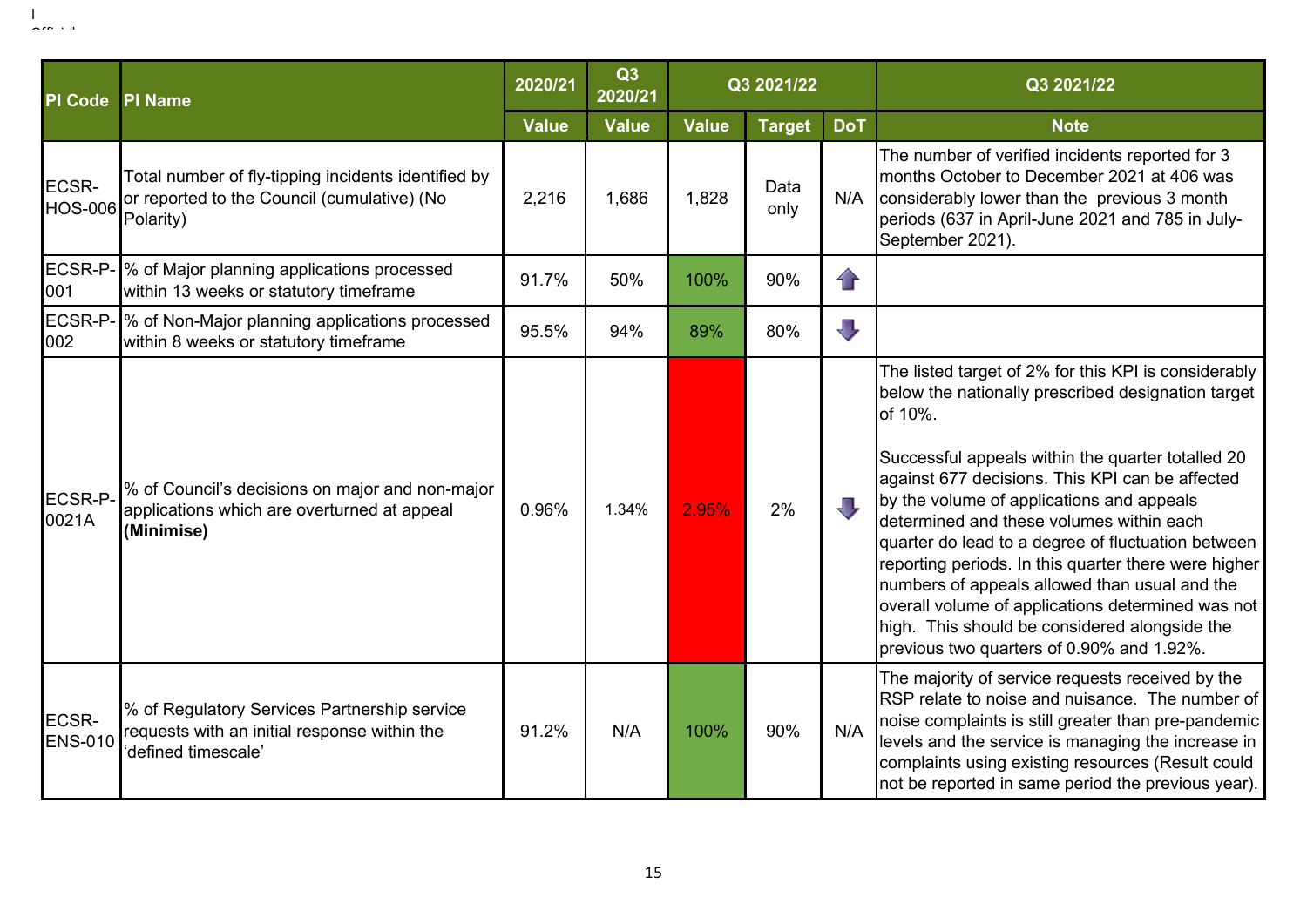| PI Code | PI Name | 2020/21 | Q3 2020/21 | Q3 2021/22 | | | Q3 2021/22 |
|---|---|---|---|---|---|---|---|
| | | Value | Value | Value | Target | DoT | Note |
| ECSR-HOS-006 | Total number of fly-tipping incidents identified by or reported to the Council (cumulative) (No Polarity) | 2,216 | 1,686 | 1,828 | Data only | N/A | The number of verified incidents reported for 3 months October to December 2021 at 406 was considerably lower than the previous 3 month periods (637 in April-June 2021 and 785 in July-September 2021). |
| ECSR-P-001 | % of Major planning applications processed within 13 weeks or statutory timeframe | 91.7% | 50% | 100% | 90% | ⬆ | |
| ECSR-P-002 | % of Non-Major planning applications processed within 8 weeks or statutory timeframe | 95.5% | 94% | 89% | 80% | ⬇ | |
| ECSR-P-0021A | % of Council's decisions on major and non-major applications which are overturned at appeal **(Minimise)** | 0.96% | 1.34% | 2.95% | 2% | ⬇ | The listed target of 2% for this KPI is considerably below the nationally prescribed designation target of 10%.<br><br>Successful appeals within the quarter totalled 20 against 677 decisions. This KPI can be affected by the volume of applications and appeals determined and these volumes within each quarter do lead to a degree of fluctuation between reporting periods. In this quarter there were higher numbers of appeals allowed than usual and the overall volume of applications determined was not high. This should be considered alongside the previous two quarters of 0.90% and 1.92%. |
| ECSR-ENS-010 | % of Regulatory Services Partnership service requests with an initial response within the 'defined timescale' | 91.2% | N/A | 100% | 90% | N/A | The majority of service requests received by the RSP relate to noise and nuisance. The number of noise complaints is still greater than pre-pandemic levels and the service is managing the increase in complaints using existing resources (Result could not be reported in same period the previous year). |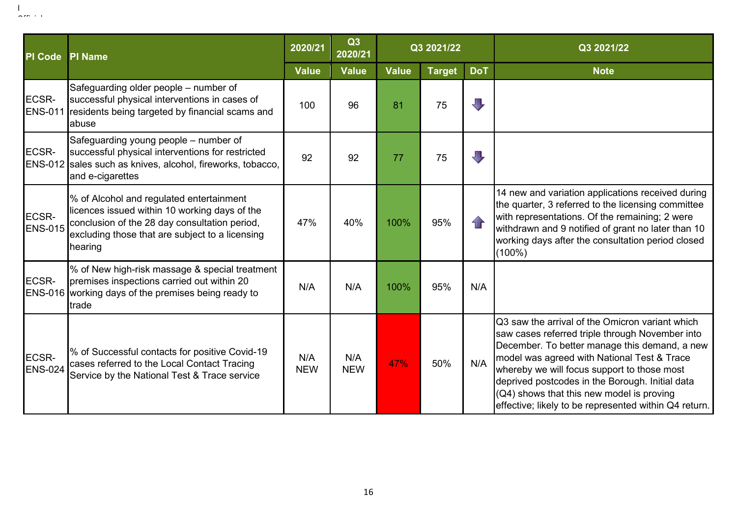| PI Code | PI Name | 2020/21 | Q3 2020/21 | Q3 2021/22 | | | Q3 2021/22 |
|---|---|---|---|---|---|---|---|
| | | Value | Value | Value | Target | DoT | Note |
| ECSR-ENS-011 | Safeguarding older people – number of successful physical interventions in cases of residents being targeted by financial scams and abuse | 100 | 96 | 81 | 75 | ⬇ | |
| ECSR-ENS-012 | Safeguarding young people – number of successful physical interventions for restricted sales such as knives, alcohol, fireworks, tobacco, and e-cigarettes | 92 | 92 | 77 | 75 | ⬇ | |
| ECSR-ENS-015 | % of Alcohol and regulated entertainment licences issued within 10 working days of the conclusion of the 28 day consultation period, excluding those that are subject to a licensing hearing | 47% | 40% | 100% | 95% | ⬆ | 14 new and variation applications received during the quarter, 3 referred to the licensing committee with representations. Of the remaining; 2 were withdrawn and 9 notified of grant no later than 10 working days after the consultation period closed (100%) |
| ECSR-ENS-016 | % of New high-risk massage & special treatment premises inspections carried out within 20 working days of the premises being ready to trade | N/A | N/A | 100% | 95% | N/A | |
| ECSR-ENS-024 | % of Successful contacts for positive Covid-19 cases referred to the Local Contact Tracing Service by the National Test & Trace service | N/A NEW | N/A NEW | 47% | 50% | N/A | Q3 saw the arrival of the Omicron variant which saw cases referred triple through November into December. To better manage this demand, a new model was agreed with National Test & Trace whereby we will focus support to those most deprived postcodes in the Borough. Initial data (Q4) shows that this new model is proving effective; likely to be represented within Q4 return. |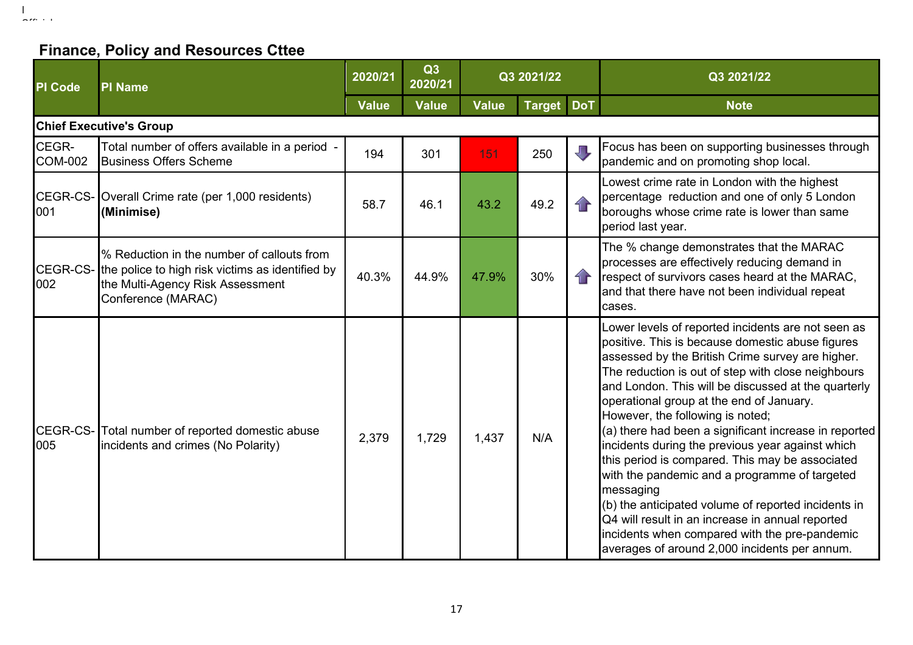## Finance, Policy and Resources Cttee

| PI Code | PI Name | 2020/21 | Q3 2020/21 | Q3 2021/22 | | | Q3 2021/22 |
|---|---|---|---|---|---|---|---|
| | | Value | Value | Value | Target | DoT | Note |
| **Chief Executive's Group** | | | | | | | |
| CEGR-COM-002 | Total number of offers available in a period - Business Offers Scheme | 194 | 301 | 151 | 250 | ⇩ | Focus has been on supporting businesses through pandemic and on promoting shop local. |
| CEGR-CS-001 | Overall Crime rate (per 1,000 residents) **(Minimise)** | 58.7 | 46.1 | 43.2 | 49.2 | ⇧ | Lowest crime rate in London with the highest percentage reduction and one of only 5 London boroughs whose crime rate is lower than same period last year. |
| CEGR-CS-002 | % Reduction in the number of callouts from the police to high risk victims as identified by the Multi-Agency Risk Assessment Conference (MARAC) | 40.3% | 44.9% | 47.9% | 30% | ⇧ | The % change demonstrates that the MARAC processes are effectively reducing demand in respect of survivors cases heard at the MARAC, and that there have not been individual repeat cases. |
| CEGR-CS-005 | Total number of reported domestic abuse incidents and crimes (No Polarity) | 2,379 | 1,729 | 1,437 | N/A | | Lower levels of reported incidents are not seen as positive. This is because domestic abuse figures assessed by the British Crime survey are higher. The reduction is out of step with close neighbours and London. This will be discussed at the quarterly operational group at the end of January. However, the following is noted; (a) there had been a significant increase in reported incidents during the previous year against which this period is compared. This may be associated with the pandemic and a programme of targeted messaging (b) the anticipated volume of reported incidents in Q4 will result in an increase in annual reported incidents when compared with the pre-pandemic averages of around 2,000 incidents per annum. |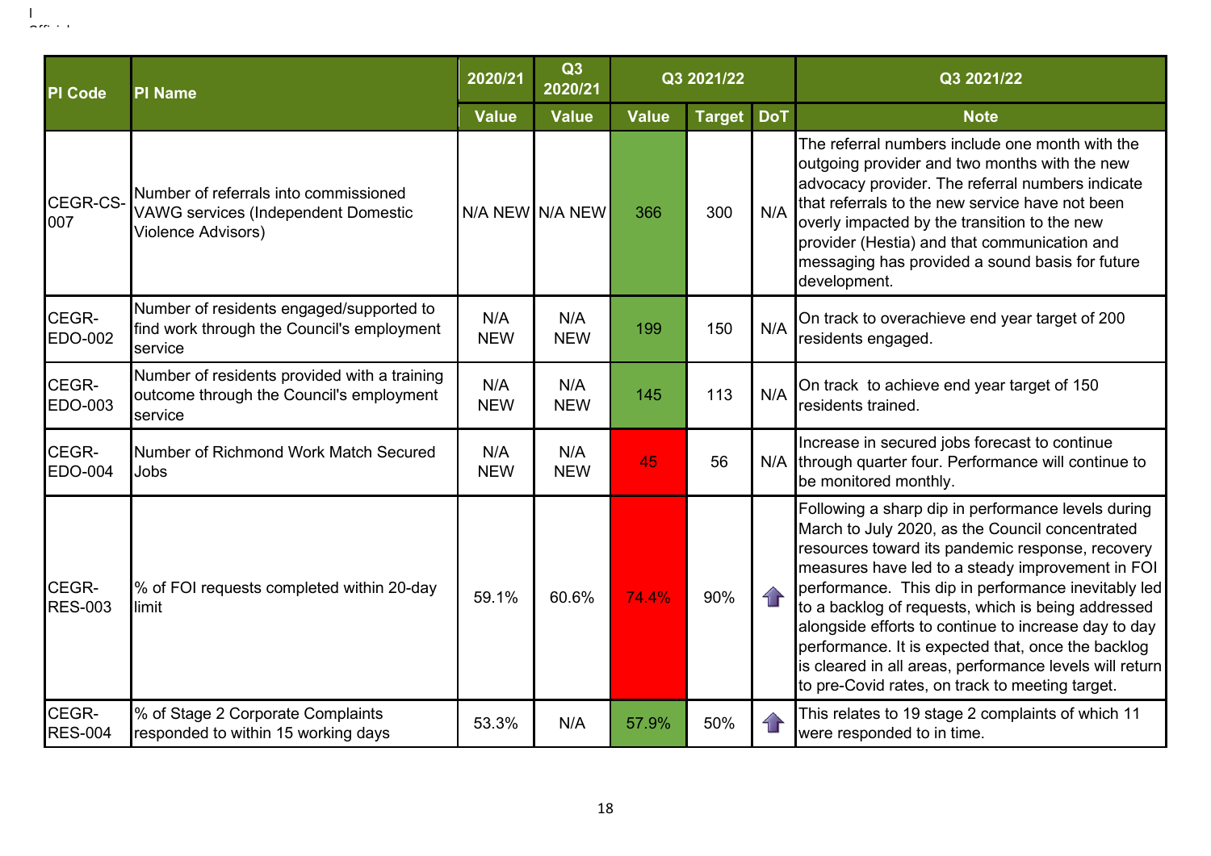| PI Code | PI Name | 2020/21 | Q3 2020/21 | Q3 2021/22 | | | Q3 2021/22 |
|---|---|---|---|---|---|---|---|
| | | Value | Value | Value | Target | DoT | Note |
| CEGR-CS-007 | Number of referrals into commissioned VAWG services (Independent Domestic Violence Advisors) | N/A NEW | N/A NEW | 366 | 300 | N/A | The referral numbers include one month with the outgoing provider and two months with the new advocacy provider. The referral numbers indicate that referrals to the new service have not been overly impacted by the transition to the new provider (Hestia) and that communication and messaging has provided a sound basis for future development. |
| CEGR-EDO-002 | Number of residents engaged/supported to find work through the Council's employment service | N/A NEW | N/A NEW | 199 | 150 | N/A | On track to overachieve end year target of 200 residents engaged. |
| CEGR-EDO-003 | Number of residents provided with a training outcome through the Council's employment service | N/A NEW | N/A NEW | 145 | 113 | N/A | On track to achieve end year target of 150 residents trained. |
| CEGR-EDO-004 | Number of Richmond Work Match Secured Jobs | N/A NEW | N/A NEW | 45 | 56 | N/A | Increase in secured jobs forecast to continue through quarter four. Performance will continue to be monitored monthly. |
| CEGR-RES-003 | % of FOI requests completed within 20-day limit | 59.1% | 60.6% | 74.4% | 90% | ⇧ | Following a sharp dip in performance levels during March to July 2020, as the Council concentrated resources toward its pandemic response, recovery measures have led to a steady improvement in FOI performance. This dip in performance inevitably led to a backlog of requests, which is being addressed alongside efforts to continue to increase day to day performance. It is expected that, once the backlog is cleared in all areas, performance levels will return to pre-Covid rates, on track to meeting target. |
| CEGR-RES-004 | % of Stage 2 Corporate Complaints responded to within 15 working days | 53.3% | N/A | 57.9% | 50% | ⇧ | This relates to 19 stage 2 complaints of which 11 were responded to in time. |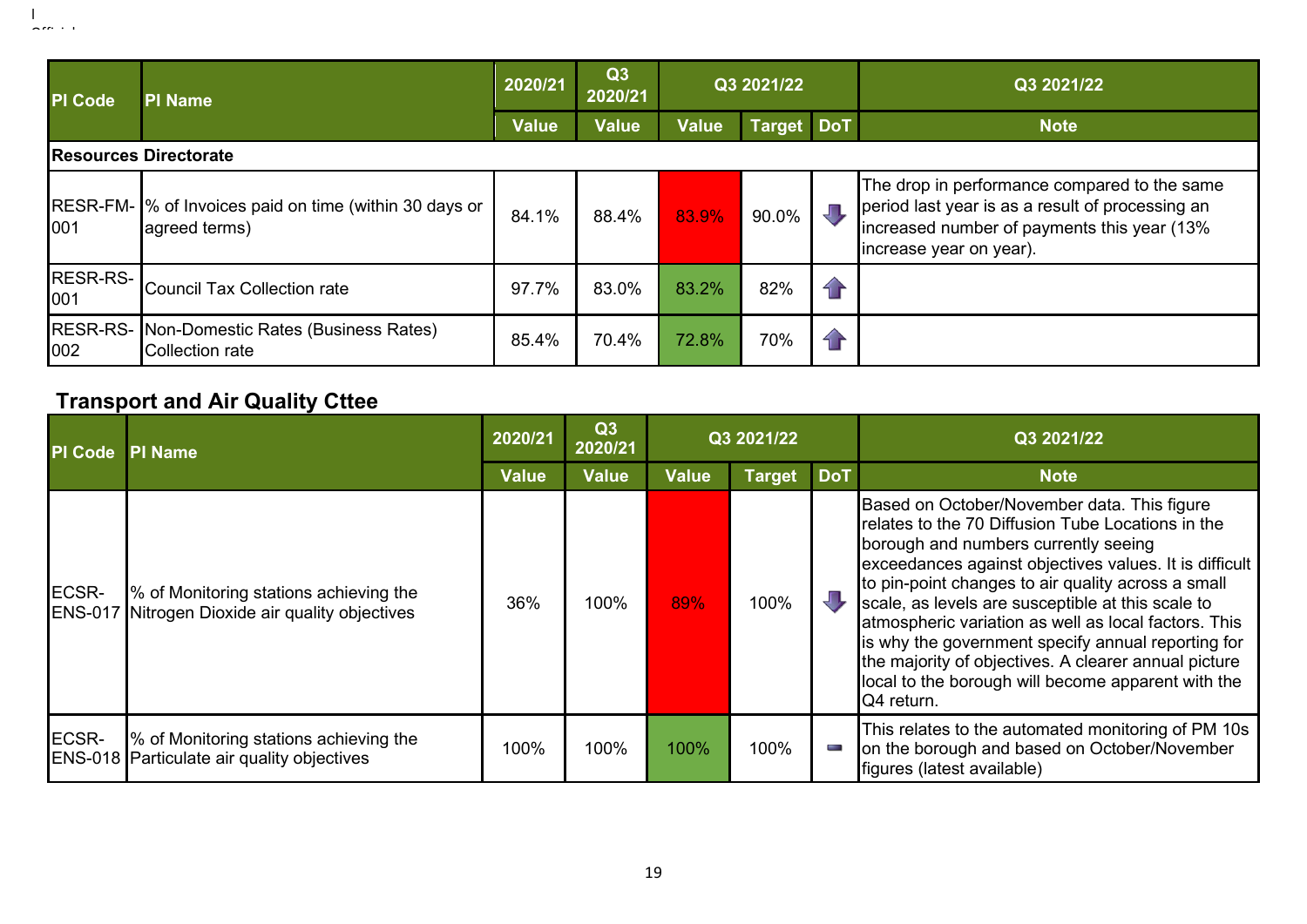| PI Code | PI Name | 2020/21 | Q3 2020/21 | Q3 2021/22 | | | Q3 2021/22 |
|---|---|---|---|---|---|---|---|
| | | Value | Value | Value | Target | DoT | Note |
| **Resources Directorate** | | | | | | | |
| RESR-FM-001 | % of Invoices paid on time (within 30 days or agreed terms) | 84.1% | 88.4% | 83.9% | 90.0% | ⬇ | The drop in performance compared to the same period last year is as a result of processing an increased number of payments this year (13% increase year on year). |
| RESR-RS-001 | Council Tax Collection rate | 97.7% | 83.0% | 83.2% | 82% | ⬆ | |
| RESR-RS-002 | Non-Domestic Rates (Business Rates) Collection rate | 85.4% | 70.4% | 72.8% | 70% | ⬆ | |

## Transport and Air Quality Cttee

| PI Code | PI Name | 2020/21 | Q3 2020/21 | Q3 2021/22 | | | Q3 2021/22 |
|---|---|---|---|---|---|---|---|
| | | Value | Value | Value | Target | DoT | Note |
| ECSR-ENS-017 | % of Monitoring stations achieving the Nitrogen Dioxide air quality objectives | 36% | 100% | 89% | 100% | ⬇ | Based on October/November data. This figure relates to the 70 Diffusion Tube Locations in the borough and numbers currently seeing exceedances against objectives values. It is difficult to pin-point changes to air quality across a small scale, as levels are susceptible at this scale to atmospheric variation as well as local factors. This is why the government specify annual reporting for the majority of objectives. A clearer annual picture local to the borough will become apparent with the Q4 return. |
| ECSR-ENS-018 | % of Monitoring stations achieving the Particulate air quality objectives | 100% | 100% | 100% | 100% | ▬ | This relates to the automated monitoring of PM 10s on the borough and based on October/November figures (latest available) |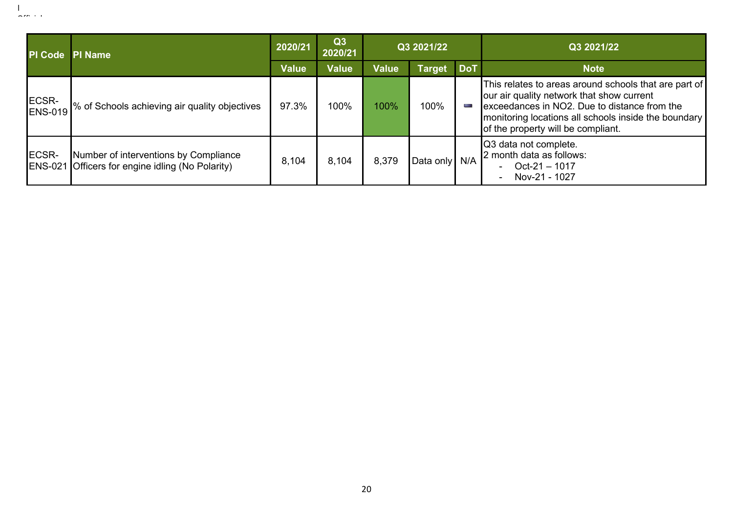| PI Code | PI Name | 2020/21 | Q3 2020/21 | Q3 2021/22 | | | Q3 2021/22 |
|---|---|---|---|---|---|---|---|
| | | Value | Value | Value | Target | DoT | Note |
| ECSR-ENS-019 | % of Schools achieving air quality objectives | 97.3% | 100% | 100% | 100% | | This relates to areas around schools that are part of our air quality network that show current exceedances in $NO_2$. Due to distance from the monitoring locations all schools inside the boundary of the property will be compliant. |
| ECSR-ENS-021 | Number of interventions by Compliance Officers for engine idling (No Polarity) | 8,104 | 8,104 | 8,379 | Data only | N/A | Q3 data not complete.<br>2 month data as follows:<br>- Oct-21 – 1017<br>- Nov-21 - 1027 |